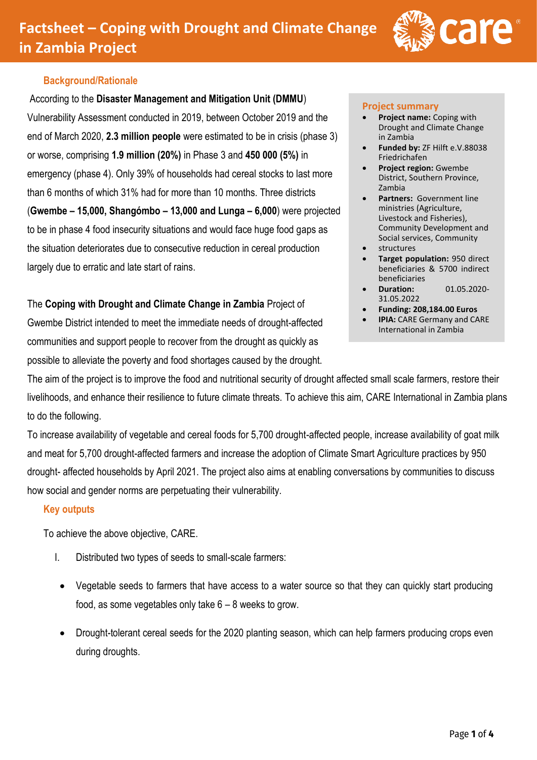# Factsheet – Coping with Drought and Climate Change in Zambia Project

## Background/Rationale

According to the **Disaster Management and Mitigation Unit (DMMU)** Vulnerability Assessment conducted in 2019, between October 2019 and the end of March 2020, **2.3 million people** were estimated to be in crisis (phase 3) or worse, comprising **1.9 million (20%)** in Phase 3 and **450 000 (5%)** in emergency (phase 4). Only 39% of households had cereal stocks to last more than 6 months of which 31% had for more than 10 months. Three districts (**Gwembe – 15,000, Shangómbo – 13,000 and Lunga – 6,000**) were projected to be in phase 4 food insecurity situations and would face huge food gaps as the situation deteriorates due to consecutive reduction in cereal production largely due to erratic and late start of rains.

The **Coping with Drought and Climate Change in Zambia** Project of Gwembe District intended to meet the immediate needs of drought-affected communities and support people to recover from the drought as quickly as possible to alleviate the poverty and food shortages caused by the drought.

### Project summary

- **Project name:** Coping with Drought and Climate Change in Zambia
- **Funded by:** ZF Hilft e.V.88038 Friedrichafen
- **Project region:** Gwembe District, Southern Province, Zambia
- **Partners:** Government line ministries (Agriculture, Livestock and Fisheries), Community Development and Social services, Community
- structures
- **Target population:** 950 direct beneficiaries & 5700 indirect beneficiaries
- **Duration:** 01.05.2020-31.05.2022
- **Funding: 208,184.00 Euros**
- **IPIA:** CARE Germany and CARE International in Zambia

The aim of the project is to improve the food and nutritional security of drought affected small scale farmers, restore their livelihoods, and enhance their resilience to future climate threats. To achieve this aim, CARE International in Zambia plans to do the following.

To increase availability of vegetable and cereal foods for 5,700 drought-affected people, increase availability of goat milk and meat for 5,700 drought-affected farmers and increase the adoption of Climate Smart Agriculture practices by 950 drought- affected households by April 2021. The project also aims at enabling conversations by communities to discuss how social and gender norms are perpetuating their vulnerability.

## Key outputs

To achieve the above objective, CARE.

I. Distributed two types of seeds to small-scale farmers:

- Vegetable seeds to farmers that have access to a water source so that they can quickly start producing food, as some vegetables only take 6 – 8 weeks to grow.
- Drought-tolerant cereal seeds for the 2020 planting season, which can help farmers producing crops even during droughts.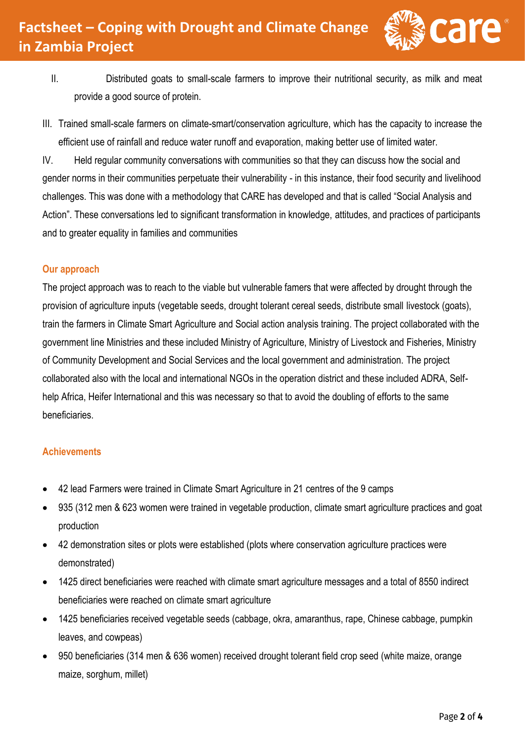II. Distributed goats to small-scale farmers to improve their nutritional security, as milk and meat provide a good source of protein.

III. Trained small-scale farmers on climate-smart/conservation agriculture, which has the capacity to increase the efficient use of rainfall and reduce water runoff and evaporation, making better use of limited water.

IV. Held regular community conversations with communities so that they can discuss how the social and gender norms in their communities perpetuate their vulnerability - in this instance, their food security and livelihood challenges. This was done with a methodology that CARE has developed and that is called "Social Analysis and Action". These conversations led to significant transformation in knowledge, attitudes, and practices of participants and to greater equality in families and communities

### Our approach

The project approach was to reach to the viable but vulnerable famers that were affected by drought through the provision of agriculture inputs (vegetable seeds, drought tolerant cereal seeds, distribute small livestock (goats), train the farmers in Climate Smart Agriculture and Social action analysis training. The project collaborated with the government line Ministries and these included Ministry of Agriculture, Ministry of Livestock and Fisheries, Ministry of Community Development and Social Services and the local government and administration. The project collaborated also with the local and international NGOs in the operation district and these included ADRA, Self-help Africa, Heifer International and this was necessary so that to avoid the doubling of efforts to the same beneficiaries.

### Achievements

- 42 lead Farmers were trained in Climate Smart Agriculture in 21 centres of the 9 camps
- 935 (312 men & 623 women were trained in vegetable production, climate smart agriculture practices and goat production
- 42 demonstration sites or plots were established (plots where conservation agriculture practices were demonstrated)
- 1425 direct beneficiaries were reached with climate smart agriculture messages and a total of 8550 indirect beneficiaries were reached on climate smart agriculture
- 1425 beneficiaries received vegetable seeds (cabbage, okra, amaranthus, rape, Chinese cabbage, pumpkin leaves, and cowpeas)
- 950 beneficiaries (314 men & 636 women) received drought tolerant field crop seed (white maize, orange maize, sorghum, millet)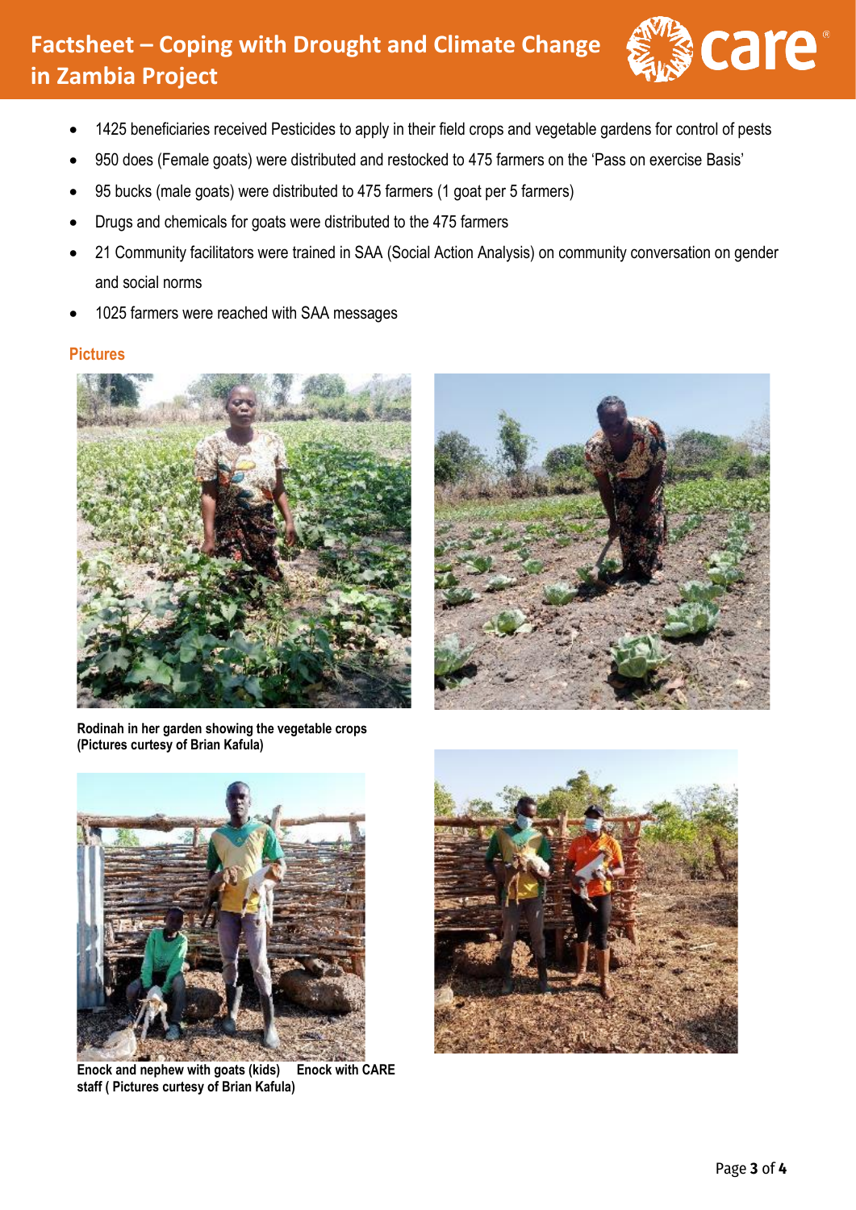- 1425 beneficiaries received Pesticides to apply in their field crops and vegetable gardens for control of pests
- 950 does (Female goats) were distributed and restocked to 475 farmers on the 'Pass on exercise Basis'
- 95 bucks (male goats) were distributed to 475 farmers (1 goat per 5 farmers)
- Drugs and chemicals for goats were distributed to the 475 farmers
- 21 Community facilitators were trained in SAA (Social Action Analysis) on community conversation on gender and social norms
- 1025 farmers were reached with SAA messages

### Pictures

**Rodinah in her garden showing the vegetable crops (Pictures curtesy of Brian Kafula)**

**Enock and nephew with goats (kids) Enock with CARE staff ( Pictures curtesy of Brian Kafula)**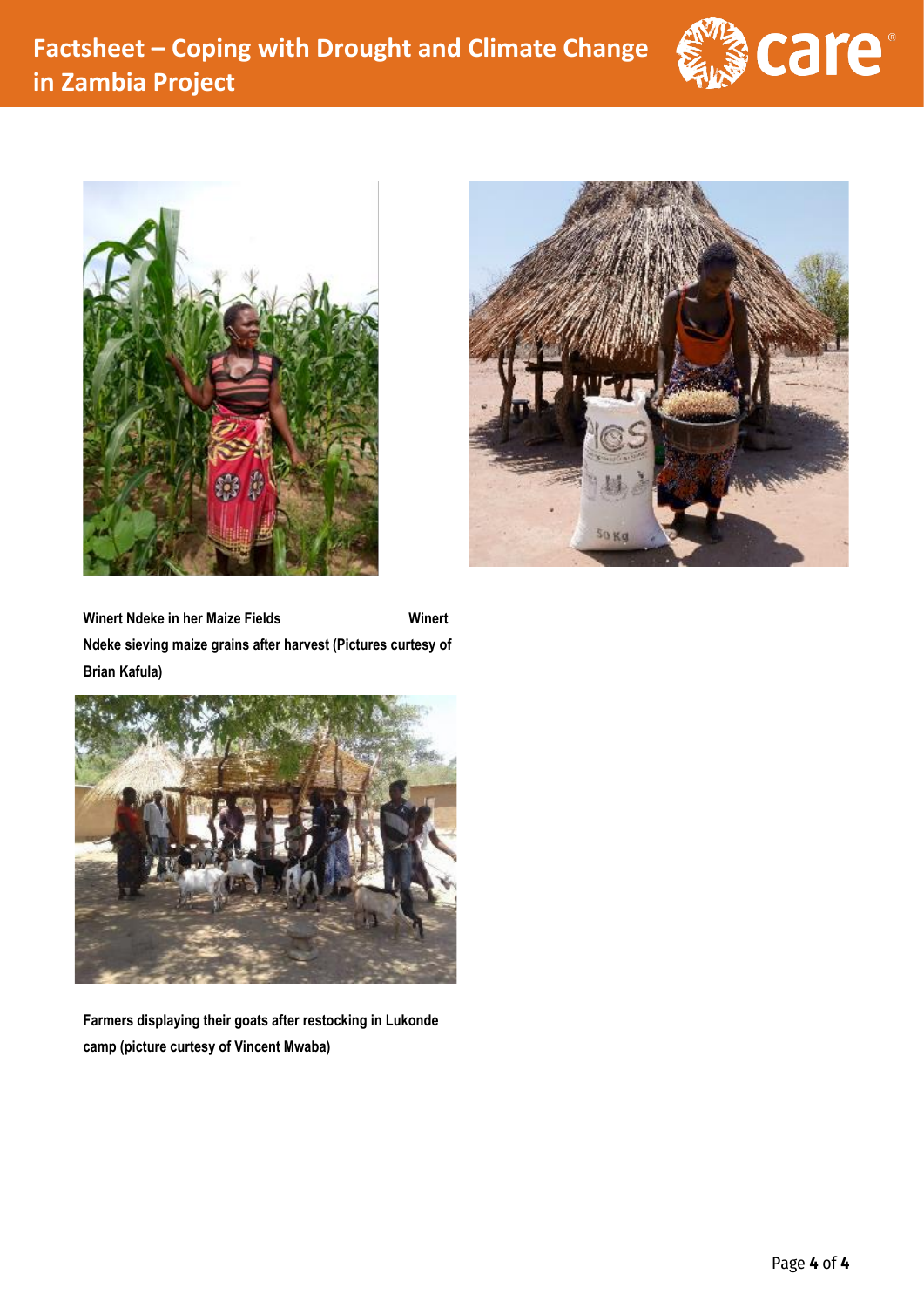**Winert Ndeke in her Maize Fields** **Winert Ndeke sieving maize grains after harvest (Pictures curtesy of Brian Kafula)**

**Farmers displaying their goats after restocking in Lukonde camp (picture curtesy of Vincent Mwaba)**